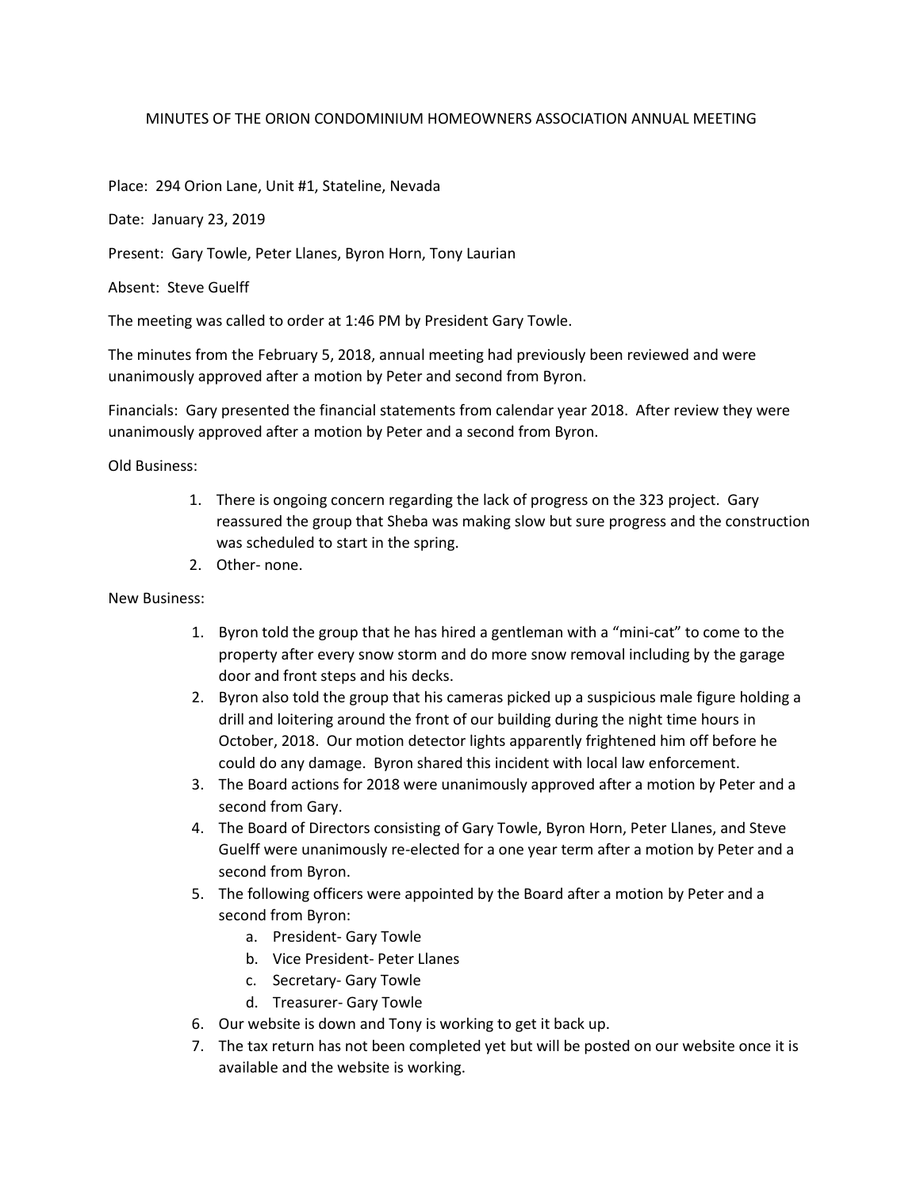# MINUTES OF THE ORION CONDOMINIUM HOMEOWNERS ASSOCIATION ANNUAL MEETING

Place: 294 Orion Lane, Unit #1, Stateline, Nevada

Date: January 23, 2019

Present: Gary Towle, Peter Llanes, Byron Horn, Tony Laurian

Absent: Steve Guelff

The meeting was called to order at 1:46 PM by President Gary Towle.

The minutes from the February 5, 2018, annual meeting had previously been reviewed and were unanimously approved after a motion by Peter and second from Byron.

Financials: Gary presented the financial statements from calendar year 2018. After review they were unanimously approved after a motion by Peter and a second from Byron.

Old Business:

1. There is ongoing concern regarding the lack of progress on the 323 project. Gary reassured the group that Sheba was making slow but sure progress and the construction was scheduled to start in the spring.
2. Other- none.

New Business:

1. Byron told the group that he has hired a gentleman with a "mini-cat" to come to the property after every snow storm and do more snow removal including by the garage door and front steps and his decks.
2. Byron also told the group that his cameras picked up a suspicious male figure holding a drill and loitering around the front of our building during the night time hours in October, 2018. Our motion detector lights apparently frightened him off before he could do any damage. Byron shared this incident with local law enforcement.
3. The Board actions for 2018 were unanimously approved after a motion by Peter and a second from Gary.
4. The Board of Directors consisting of Gary Towle, Byron Horn, Peter Llanes, and Steve Guelff were unanimously re-elected for a one year term after a motion by Peter and a second from Byron.
5. The following officers were appointed by the Board after a motion by Peter and a second from Byron:
   a. President- Gary Towle
   b. Vice President- Peter Llanes
   c. Secretary- Gary Towle
   d. Treasurer- Gary Towle
6. Our website is down and Tony is working to get it back up.
7. The tax return has not been completed yet but will be posted on our website once it is available and the website is working.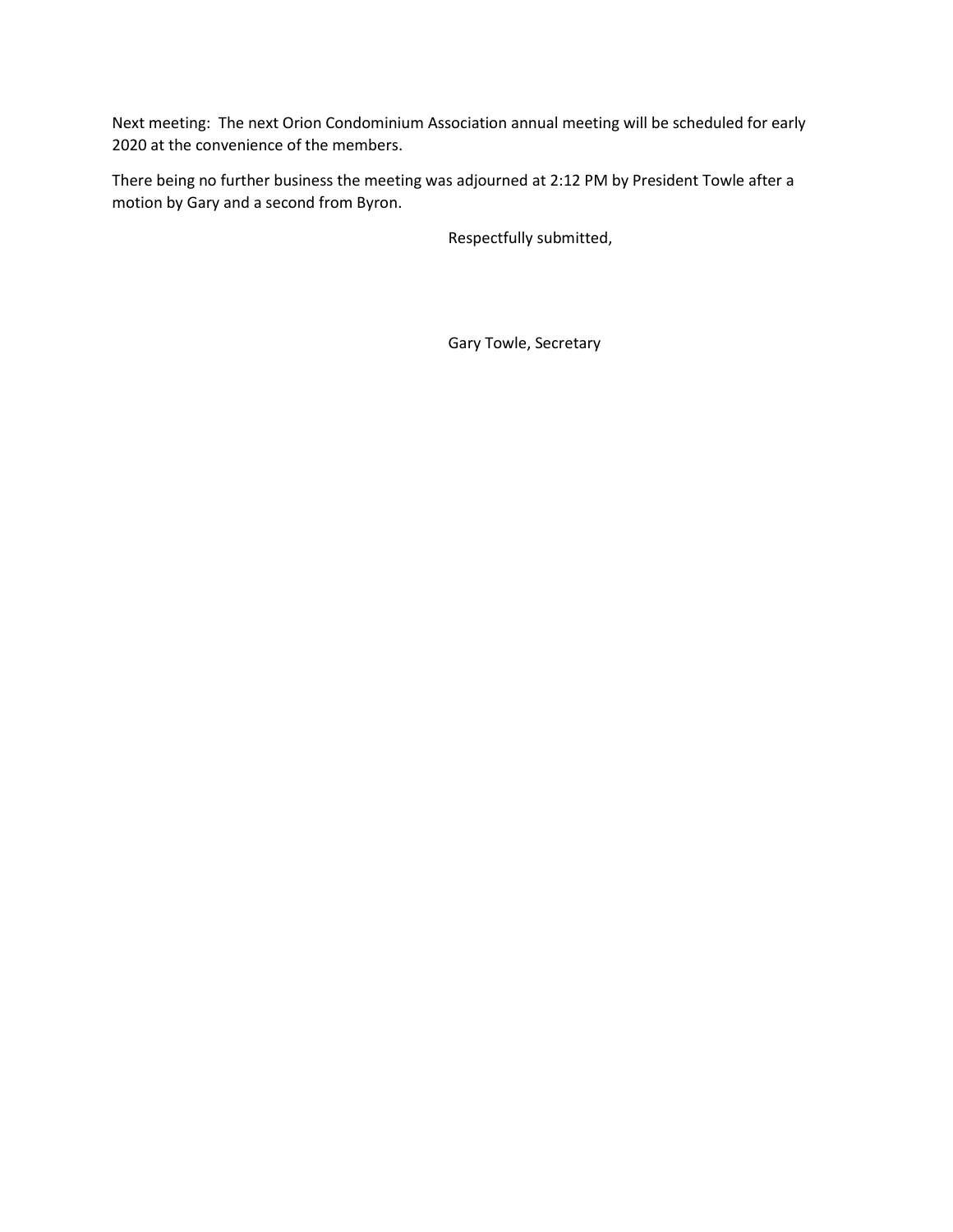Next meeting: The next Orion Condominium Association annual meeting will be scheduled for early 2020 at the convenience of the members.

There being no further business the meeting was adjourned at 2:12 PM by President Towle after a motion by Gary and a second from Byron.

Respectfully submitted,

Gary Towle, Secretary